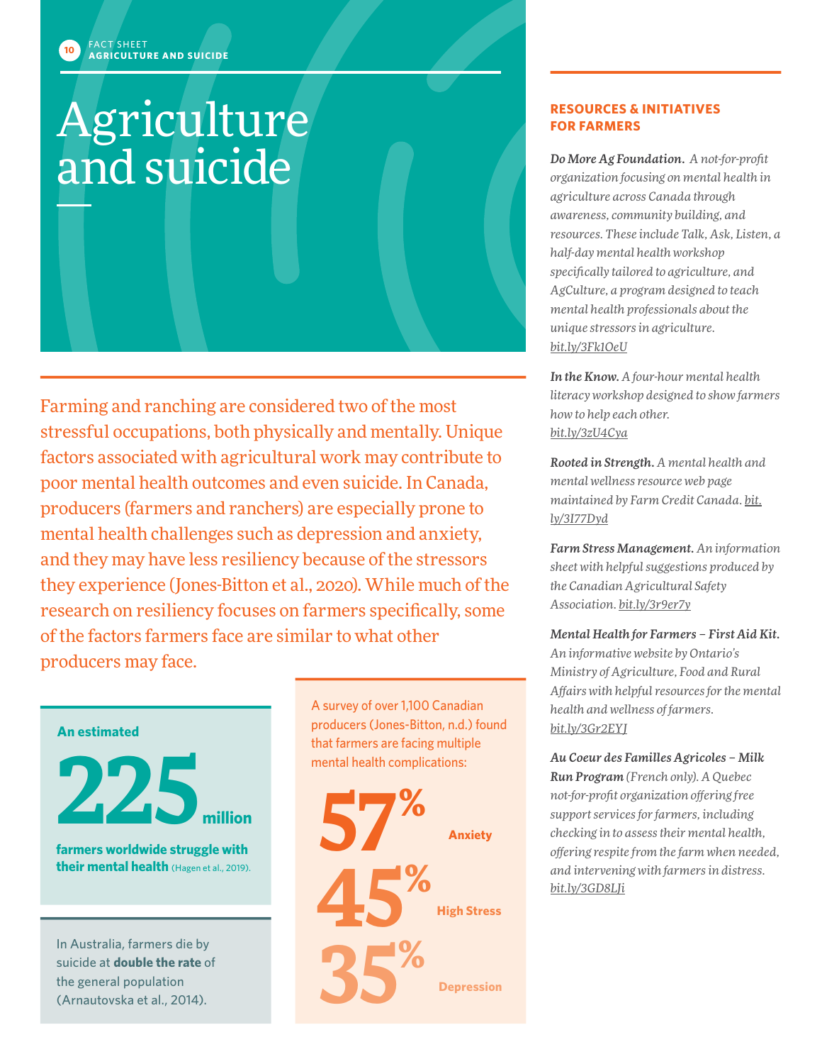FACT SHEET
**AGRICULTURE AND SUICIDE**

# Agriculture and suicide

Farming and ranching are considered two of the most stressful occupations, both physically and mentally. Unique factors associated with agricultural work may contribute to poor mental health outcomes and even suicide. In Canada, producers (farmers and ranchers) are especially prone to mental health challenges such as depression and anxiety, and they may have less resiliency because of the stressors they experience (Jones-Bitton et al., 2020). While much of the research on resiliency focuses on farmers specifically, some of the factors farmers face are similar to what other producers may face.

**An estimated**

**225 million**

**farmers worldwide struggle with their mental health** (Hagen et al., 2019).

In Australia, farmers die by suicide at **double the rate** of the general population (Arnautovska et al., 2014).

A survey of over 1,100 Canadian producers (Jones-Bitton, n.d.) found that farmers are facing multiple mental health complications:

**57%** **Anxiety**

**45%** **High Stress**

**35%** **Depression**

## RESOURCES & INITIATIVES FOR FARMERS

***Do More Ag Foundation.*** *A not-for-profit organization focusing on mental health in agriculture across Canada through awareness, community building, and resources. These include Talk, Ask, Listen, a half-day mental health workshop specifically tailored to agriculture, and AgCulture, a program designed to teach mental health professionals about the unique stressors in agriculture.* bit.ly/3Fk1OeU

***In the Know.*** *A four-hour mental health literacy workshop designed to show farmers how to help each other.* bit.ly/3zU4Cya

***Rooted in Strength.*** *A mental health and mental wellness resource web page maintained by Farm Credit Canada.* bit.ly/3I77Dyd

***Farm Stress Management.*** *An information sheet with helpful suggestions produced by the Canadian Agricultural Safety Association.* bit.ly/3r9er7y

***Mental Health for Farmers – First Aid Kit.*** *An informative website by Ontario's Ministry of Agriculture, Food and Rural Affairs with helpful resources for the mental health and wellness of farmers.* bit.ly/3Gr2EYJ

***Au Coeur des Familles Agricoles – Milk Run Program*** *(French only). A Quebec not-for-profit organization offering free support services for farmers, including checking in to assess their mental health, offering respite from the farm when needed, and intervening with farmers in distress.* bit.ly/3GD8LJi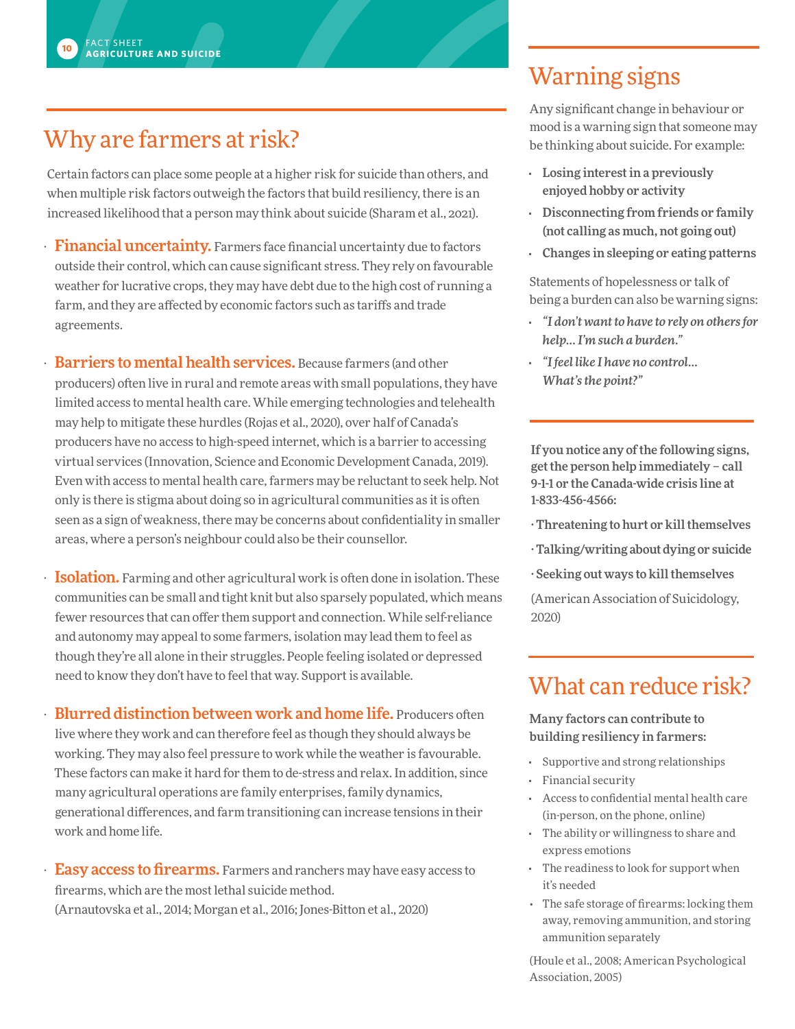# Why are farmers at risk?

Certain factors can place some people at a higher risk for suicide than others, and when multiple risk factors outweigh the factors that build resiliency, there is an increased likelihood that a person may think about suicide (Sharam et al., 2021).

- **Financial uncertainty.** Farmers face financial uncertainty due to factors outside their control, which can cause significant stress. They rely on favourable weather for lucrative crops, they may have debt due to the high cost of running a farm, and they are affected by economic factors such as tariffs and trade agreements.
- **Barriers to mental health services.** Because farmers (and other producers) often live in rural and remote areas with small populations, they have limited access to mental health care. While emerging technologies and telehealth may help to mitigate these hurdles (Rojas et al., 2020), over half of Canada's producers have no access to high-speed internet, which is a barrier to accessing virtual services (Innovation, Science and Economic Development Canada, 2019). Even with access to mental health care, farmers may be reluctant to seek help. Not only is there is stigma about doing so in agricultural communities as it is often seen as a sign of weakness, there may be concerns about confidentiality in smaller areas, where a person's neighbour could also be their counsellor.
- **Isolation.** Farming and other agricultural work is often done in isolation. These communities can be small and tight knit but also sparsely populated, which means fewer resources that can offer them support and connection. While self-reliance and autonomy may appeal to some farmers, isolation may lead them to feel as though they're all alone in their struggles. People feeling isolated or depressed need to know they don't have to feel that way. Support is available.
- **Blurred distinction between work and home life.** Producers often live where they work and can therefore feel as though they should always be working. They may also feel pressure to work while the weather is favourable. These factors can make it hard for them to de-stress and relax. In addition, since many agricultural operations are family enterprises, family dynamics, generational differences, and farm transitioning can increase tensions in their work and home life.
- **Easy access to firearms.** Farmers and ranchers may have easy access to firearms, which are the most lethal suicide method.
(Arnautovska et al., 2014; Morgan et al., 2016; Jones-Bitton et al., 2020)

# Warning signs

Any significant change in behaviour or mood is a warning sign that someone may be thinking about suicide. For example:

- **Losing interest in a previously enjoyed hobby or activity**
- **Disconnecting from friends or family (not calling as much, not going out)**
- **Changes in sleeping or eating patterns**

Statements of hopelessness or talk of being a burden can also be warning signs:

- ***"I don't want to have to rely on others for help… I'm such a burden."***
- ***"I feel like I have no control… What's the point?"***

**If you notice any of the following signs, get the person help immediately – call 9-1-1 or the Canada-wide crisis line at 1-833-456-4566:**

- **Threatening to hurt or kill themselves**
- **Talking/writing about dying or suicide**
- **Seeking out ways to kill themselves**

(American Association of Suicidology, 2020)

# What can reduce risk?

**Many factors can contribute to building resiliency in farmers:**

- Supportive and strong relationships
- Financial security
- Access to confidential mental health care (in-person, on the phone, online)
- The ability or willingness to share and express emotions
- The readiness to look for support when it's needed
- The safe storage of firearms: locking them away, removing ammunition, and storing ammunition separately

(Houle et al., 2008; American Psychological Association, 2005)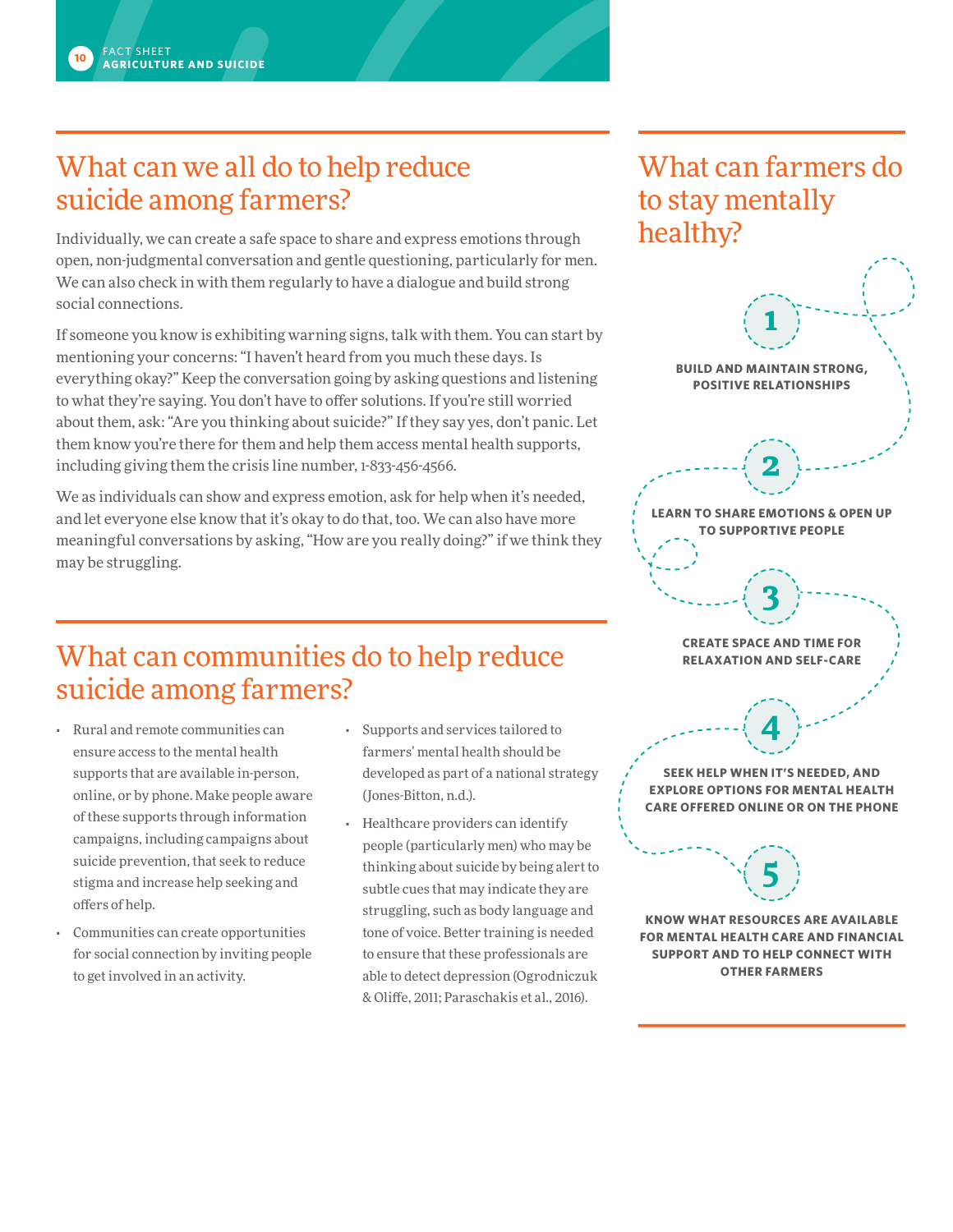## What can we all do to help reduce suicide among farmers?

Individually, we can create a safe space to share and express emotions through open, non-judgmental conversation and gentle questioning, particularly for men. We can also check in with them regularly to have a dialogue and build strong social connections.

If someone you know is exhibiting warning signs, talk with them. You can start by mentioning your concerns: "I haven't heard from you much these days. Is everything okay?" Keep the conversation going by asking questions and listening to what they're saying. You don't have to offer solutions. If you're still worried about them, ask: "Are you thinking about suicide?" If they say yes, don't panic. Let them know you're there for them and help them access mental health supports, including giving them the crisis line number, 1-833-456-4566.

We as individuals can show and express emotion, ask for help when it's needed, and let everyone else know that it's okay to do that, too. We can also have more meaningful conversations by asking, "How are you really doing?" if we think they may be struggling.

## What can communities do to help reduce suicide among farmers?

- Rural and remote communities can ensure access to the mental health supports that are available in-person, online, or by phone. Make people aware of these supports through information campaigns, including campaigns about suicide prevention, that seek to reduce stigma and increase help seeking and offers of help.
- Communities can create opportunities for social connection by inviting people to get involved in an activity.
- Supports and services tailored to farmers' mental health should be developed as part of a national strategy (Jones-Bitton, n.d.).
- Healthcare providers can identify people (particularly men) who may be thinking about suicide by being alert to subtle cues that may indicate they are struggling, such as body language and tone of voice. Better training is needed to ensure that these professionals are able to detect depression (Ogrodniczuk & Oliffe, 2011; Paraschakis et al., 2016).

## What can farmers do to stay mentally healthy?

1. **BUILD AND MAINTAIN STRONG, POSITIVE RELATIONSHIPS**
2. **LEARN TO SHARE EMOTIONS & OPEN UP TO SUPPORTIVE PEOPLE**
3. **CREATE SPACE AND TIME FOR RELAXATION AND SELF-CARE**
4. **SEEK HELP WHEN IT'S NEEDED, AND EXPLORE OPTIONS FOR MENTAL HEALTH CARE OFFERED ONLINE OR ON THE PHONE**
5. **KNOW WHAT RESOURCES ARE AVAILABLE FOR MENTAL HEALTH CARE AND FINANCIAL SUPPORT AND TO HELP CONNECT WITH OTHER FARMERS**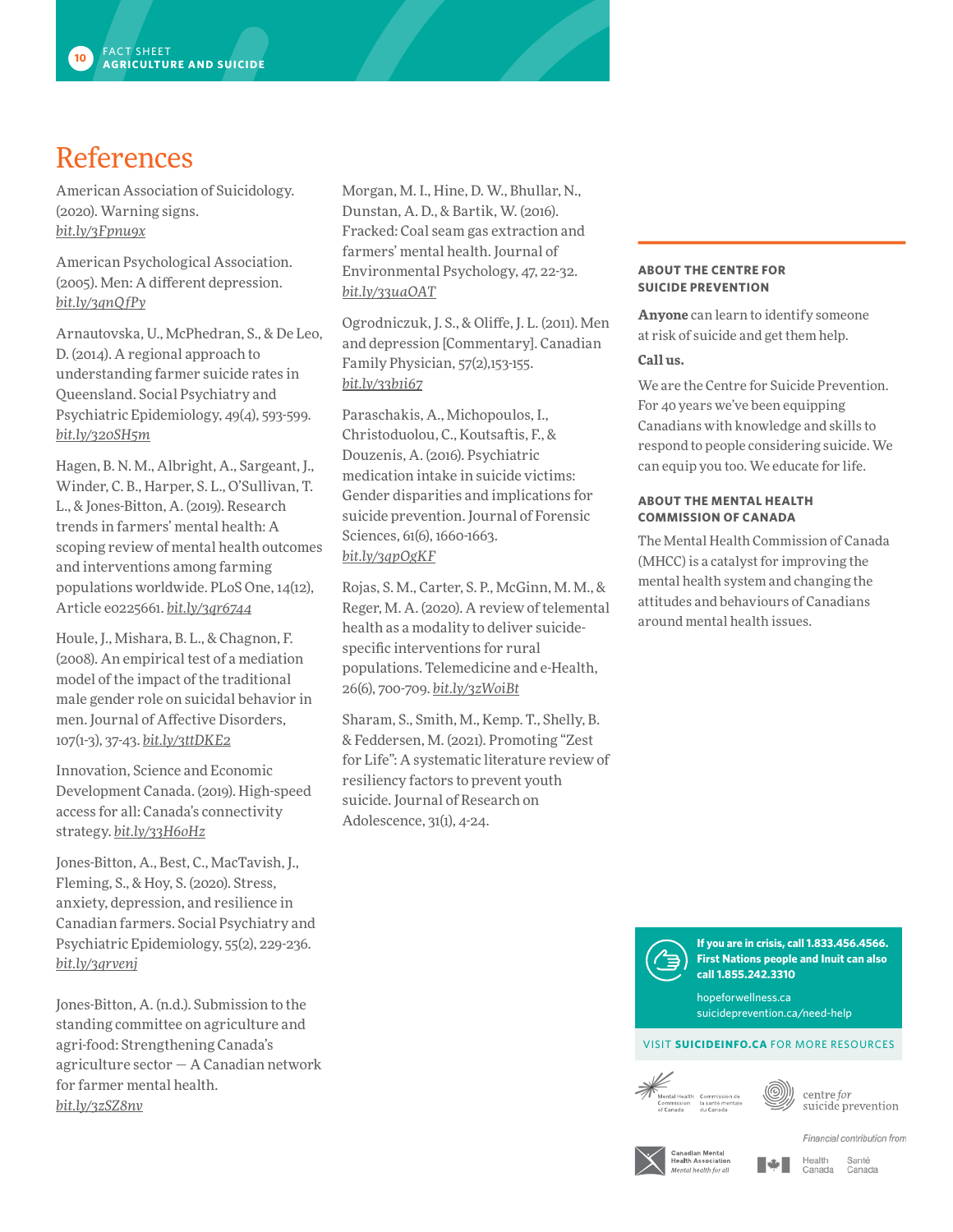# References

American Association of Suicidology. (2020). Warning signs. bit.ly/3Fpnu9x

American Psychological Association. (2005). Men: A different depression. bit.ly/3qnQfPy

Arnautovska, U., McPhedran, S., & De Leo, D. (2014). A regional approach to understanding farmer suicide rates in Queensland. Social Psychiatry and Psychiatric Epidemiology, 49(4), 593-599. bit.ly/32oSH5m

Hagen, B. N. M., Albright, A., Sargeant, J., Winder, C. B., Harper, S. L., O'Sullivan, T. L., & Jones-Bitton, A. (2019). Research trends in farmers' mental health: A scoping review of mental health outcomes and interventions among farming populations worldwide. PLoS One, 14(12), Article e0225661. bit.ly/3qr6744

Houle, J., Mishara, B. L., & Chagnon, F. (2008). An empirical test of a mediation model of the impact of the traditional male gender role on suicidal behavior in men. Journal of Affective Disorders, 107(1-3), 37-43. bit.ly/3ttDKE2

Innovation, Science and Economic Development Canada. (2019). High-speed access for all: Canada's connectivity strategy. bit.ly/33H6oHz

Jones-Bitton, A., Best, C., MacTavish, J., Fleming, S., & Hoy, S. (2020). Stress, anxiety, depression, and resilience in Canadian farmers. Social Psychiatry and Psychiatric Epidemiology, 55(2), 229-236. bit.ly/3qrvenj

Jones-Bitton, A. (n.d.). Submission to the standing committee on agriculture and agri-food: Strengthening Canada's agriculture sector — A Canadian network for farmer mental health. bit.ly/3zSZ8nv

Morgan, M. I., Hine, D. W., Bhullar, N., Dunstan, A. D., & Bartik, W. (2016). Fracked: Coal seam gas extraction and farmers' mental health. Journal of Environmental Psychology, 47, 22-32. bit.ly/33uaOAT

Ogrodniczuk, J. S., & Oliffe, J. L. (2011). Men and depression [Commentary]. Canadian Family Physician, 57(2),153-155. bit.ly/33b1i67

Paraschakis, A., Michopoulos, I., Christoduolou, C., Koutsaftis, F., & Douzenis, A. (2016). Psychiatric medication intake in suicide victims: Gender disparities and implications for suicide prevention. Journal of Forensic Sciences, 61(6), 1660-1663. bit.ly/3qpOgKF

Rojas, S. M., Carter, S. P., McGinn, M. M., & Reger, M. A. (2020). A review of telemental health as a modality to deliver suicide-specific interventions for rural populations. Telemedicine and e-Health, 26(6), 700-709. bit.ly/3zWoiBt

Sharam, S., Smith, M., Kemp. T., Shelly, B. & Feddersen, M. (2021). Promoting "Zest for Life": A systematic literature review of resiliency factors to prevent youth suicide. Journal of Research on Adolescence, 31(1), 4-24.

### ABOUT THE CENTRE FOR SUICIDE PREVENTION

**Anyone** can learn to identify someone at risk of suicide and get them help.

**Call us.**

We are the Centre for Suicide Prevention. For 40 years we've been equipping Canadians with knowledge and skills to respond to people considering suicide. We can equip you too. We educate for life.

### ABOUT THE MENTAL HEALTH COMMISSION OF CANADA

The Mental Health Commission of Canada (MHCC) is a catalyst for improving the mental health system and changing the attitudes and behaviours of Canadians around mental health issues.

**If you are in crisis, call 1.833.456.4566. First Nations people and Inuit can also call 1.855.242.3310**

hopeforwellness.ca
suicideprevention.ca/need-help

VISIT **SUICIDEINFO.CA** FOR MORE RESOURCES

Mental Health Commission of Canada / Commission de la santé mentale du Canada

centre *for* suicide prevention

Financial contribution from

Canadian Mental Health Association — *Mental health for all*

Health Canada / Santé Canada